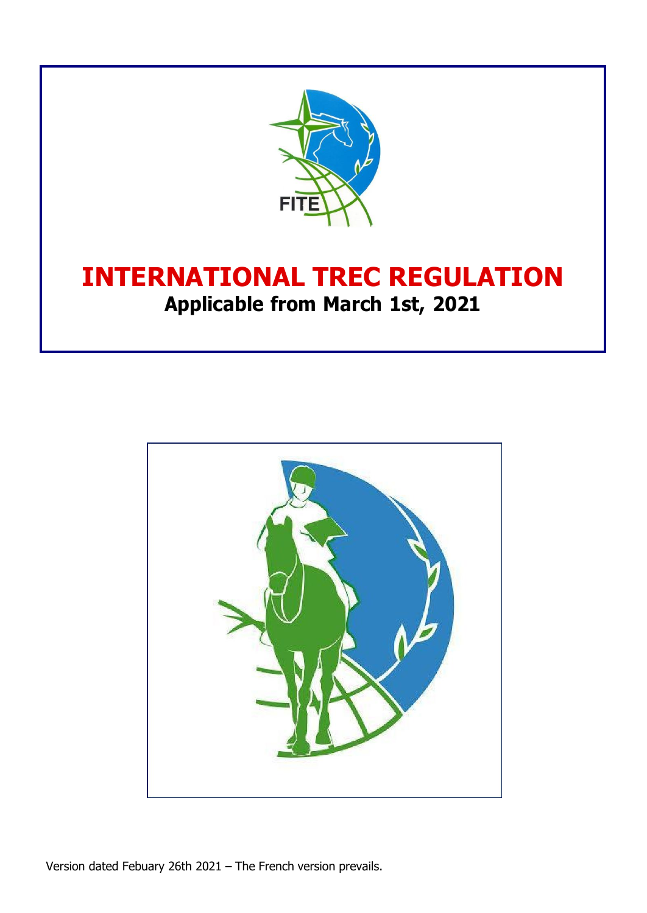FITE

# INTERNATIONAL TREC REGULATION

**Applicable from March 1st, 2021**

Version dated Febuary 26th 2021 – The French version prevails.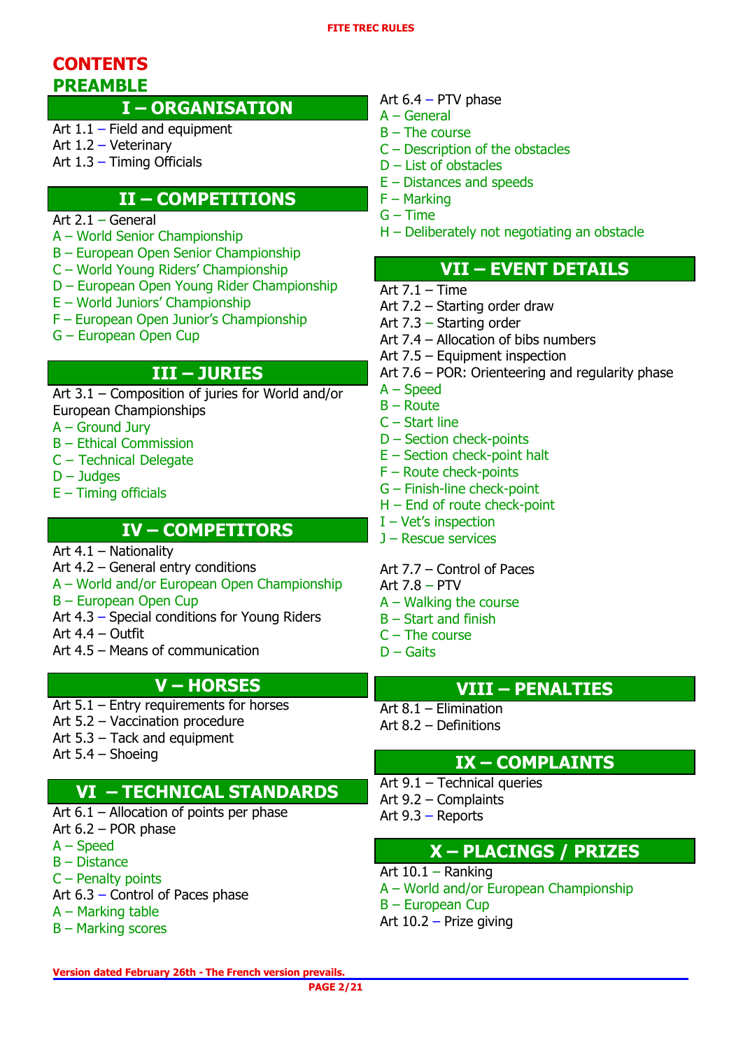# CONTENTS

## PREAMBLE

## I – ORGANISATION

Art 1.1 – Field and equipment
Art 1.2 – Veterinary
Art 1.3 – Timing Officials

## II – COMPETITIONS

Art 2.1 – General
A – World Senior Championship
B – European Open Senior Championship
C – World Young Riders' Championship
D – European Open Young Rider Championship
E – World Juniors' Championship
F – European Open Junior's Championship
G – European Open Cup

## III – JURIES

Art 3.1 – Composition of juries for World and/or European Championships
A – Ground Jury
B – Ethical Commission
C – Technical Delegate
D – Judges
E – Timing officials

## IV – COMPETITORS

Art 4.1 – Nationality
Art 4.2 – General entry conditions
A – World and/or European Open Championship
B – European Open Cup
Art 4.3 – Special conditions for Young Riders
Art 4.4 – Outfit
Art 4.5 – Means of communication

## V – HORSES

Art 5.1 – Entry requirements for horses
Art 5.2 – Vaccination procedure
Art 5.3 – Tack and equipment
Art 5.4 – Shoeing

## VI – TECHNICAL STANDARDS

Art 6.1 – Allocation of points per phase
Art 6.2 – POR phase
A – Speed
B – Distance
C – Penalty points
Art 6.3 – Control of Paces phase
A – Marking table
B – Marking scores
Art 6.4 – PTV phase
A – General
B – The course
C – Description of the obstacles
D – List of obstacles
E – Distances and speeds
F – Marking
G – Time
H – Deliberately not negotiating an obstacle

## VII – EVENT DETAILS

Art 7.1 – Time
Art 7.2 – Starting order draw
Art 7.3 – Starting order
Art 7.4 – Allocation of bibs numbers
Art 7.5 – Equipment inspection
Art 7.6 – POR: Orienteering and regularity phase
A – Speed
B – Route
C – Start line
D – Section check-points
E – Section check-point halt
F – Route check-points
G – Finish-line check-point
H – End of route check-point
I – Vet's inspection
J – Rescue services

Art 7.7 – Control of Paces
Art 7.8 – PTV
A – Walking the course
B – Start and finish
C – The course
D – Gaits

## VIII – PENALTIES

Art 8.1 – Elimination
Art 8.2 – Definitions

## IX – COMPLAINTS

Art 9.1 – Technical queries
Art 9.2 – Complaints
Art 9.3 – Reports

## X – PLACINGS / PRIZES

Art 10.1 – Ranking
A – World and/or European Championship
B – European Cup
Art 10.2 – Prize giving

Version dated February 26th - The French version prevails.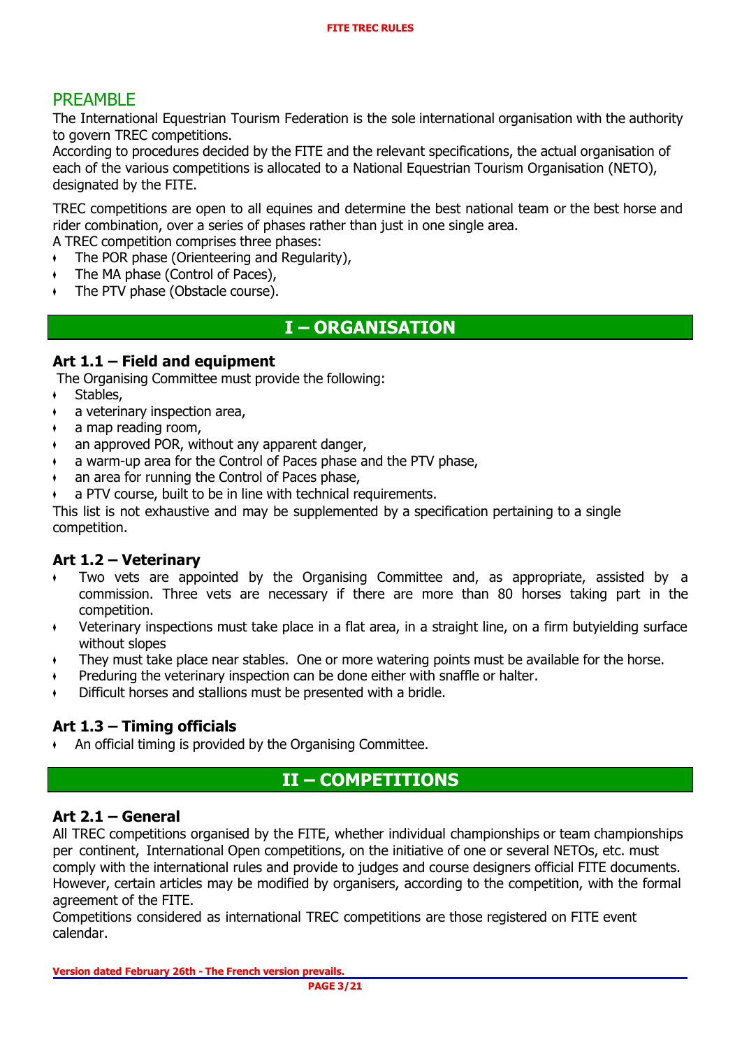## PREAMBLE

The International Equestrian Tourism Federation is the sole international organisation with the authority to govern TREC competitions.
According to procedures decided by the FITE and the relevant specifications, the actual organisation of each of the various competitions is allocated to a National Equestrian Tourism Organisation (NETO), designated by the FITE.

TREC competitions are open to all equines and determine the best national team or the best horse and rider combination, over a series of phases rather than just in one single area.
A TREC competition comprises three phases:

- The POR phase (Orienteering and Regularity),
- The MA phase (Control of Paces),
- The PTV phase (Obstacle course).

# I – ORGANISATION

### Art 1.1 – Field and equipment

The Organising Committee must provide the following:

- Stables,
- a veterinary inspection area,
- a map reading room,
- an approved POR, without any apparent danger,
- a warm-up area for the Control of Paces phase and the PTV phase,
- an area for running the Control of Paces phase,
- a PTV course, built to be in line with technical requirements.

This list is not exhaustive and may be supplemented by a specification pertaining to a single competition.

### Art 1.2 – Veterinary

- Two vets are appointed by the Organising Committee and, as appropriate, assisted by a commission. Three vets are necessary if there are more than 80 horses taking part in the competition.
- Veterinary inspections must take place in a flat area, in a straight line, on a firm butyielding surface without slopes
- They must take place near stables. One or more watering points must be available for the horse.
- Preduring the veterinary inspection can be done either with snaffle or halter.
- Difficult horses and stallions must be presented with a bridle.

### Art 1.3 – Timing officials

- An official timing is provided by the Organising Committee.

# II – COMPETITIONS

### Art 2.1 – General

All TREC competitions organised by the FITE, whether individual championships or team championships per continent, International Open competitions, on the initiative of one or several NETOs, etc. must comply with the international rules and provide to judges and course designers official FITE documents. However, certain articles may be modified by organisers, according to the competition, with the formal agreement of the FITE.
Competitions considered as international TREC competitions are those registered on FITE event calendar.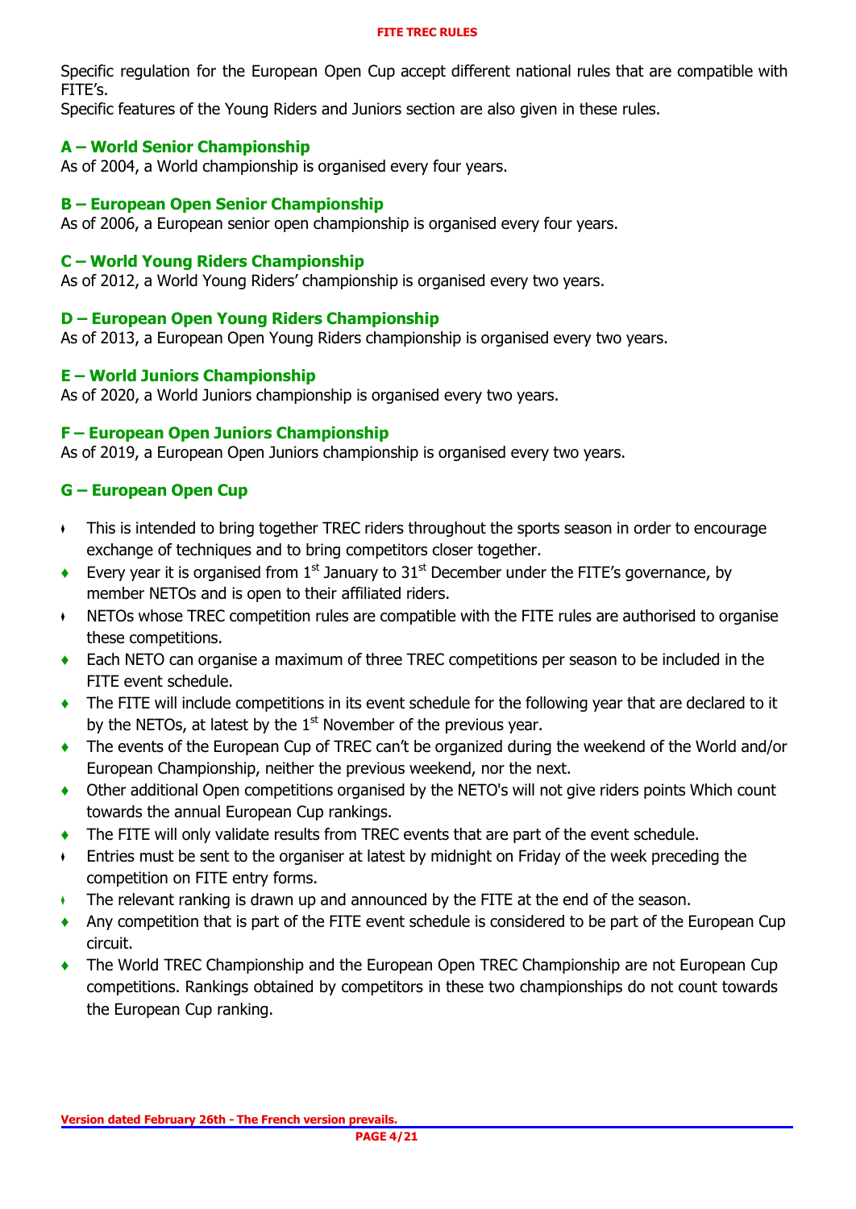Specific regulation for the European Open Cup accept different national rules that are compatible with FITE's.

Specific features of the Young Riders and Juniors section are also given in these rules.

## A – World Senior Championship

As of 2004, a World championship is organised every four years.

## B – European Open Senior Championship

As of 2006, a European senior open championship is organised every four years.

## C – World Young Riders Championship

As of 2012, a World Young Riders' championship is organised every two years.

## D – European Open Young Riders Championship

As of 2013, a European Open Young Riders championship is organised every two years.

## E – World Juniors Championship

As of 2020, a World Juniors championship is organised every two years.

## F – European Open Juniors Championship

As of 2019, a European Open Juniors championship is organised every two years.

## G – European Open Cup

- This is intended to bring together TREC riders throughout the sports season in order to encourage exchange of techniques and to bring competitors closer together.
- Every year it is organised from 1st January to 31st December under the FITE's governance, by member NETOs and is open to their affiliated riders.
- NETOs whose TREC competition rules are compatible with the FITE rules are authorised to organise these competitions.
- Each NETO can organise a maximum of three TREC competitions per season to be included in the FITE event schedule.
- The FITE will include competitions in its event schedule for the following year that are declared to it by the NETOs, at latest by the 1st November of the previous year.
- The events of the European Cup of TREC can't be organized during the weekend of the World and/or European Championship, neither the previous weekend, nor the next.
- Other additional Open competitions organised by the NETO's will not give riders points Which count towards the annual European Cup rankings.
- The FITE will only validate results from TREC events that are part of the event schedule.
- Entries must be sent to the organiser at latest by midnight on Friday of the week preceding the competition on FITE entry forms.
- The relevant ranking is drawn up and announced by the FITE at the end of the season.
- Any competition that is part of the FITE event schedule is considered to be part of the European Cup circuit.
- The World TREC Championship and the European Open TREC Championship are not European Cup competitions. Rankings obtained by competitors in these two championships do not count towards the European Cup ranking.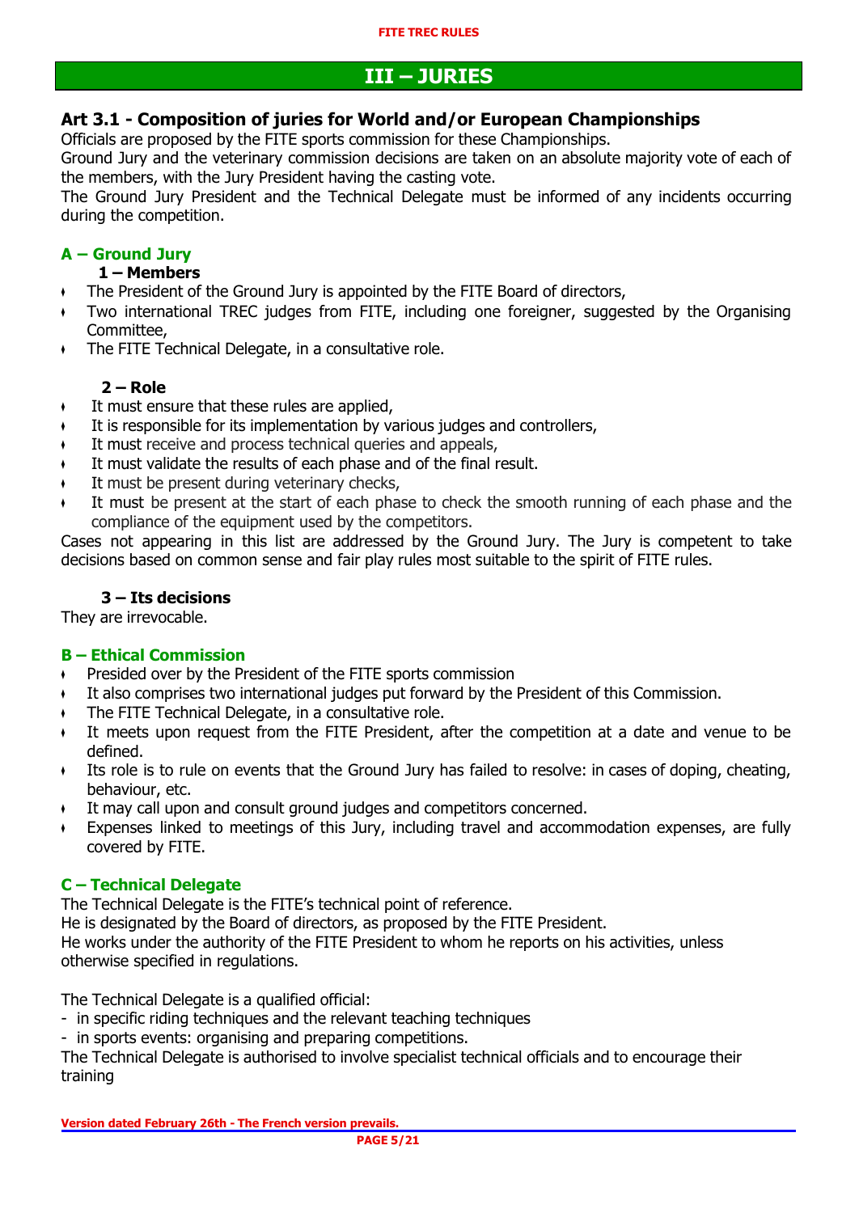# III – JURIES

## Art 3.1 - Composition of juries for World and/or European Championships

Officials are proposed by the FITE sports commission for these Championships.
Ground Jury and the veterinary commission decisions are taken on an absolute majority vote of each of the members, with the Jury President having the casting vote.
The Ground Jury President and the Technical Delegate must be informed of any incidents occurring during the competition.

### A – Ground Jury

#### 1 – Members

- The President of the Ground Jury is appointed by the FITE Board of directors,
- Two international TREC judges from FITE, including one foreigner, suggested by the Organising Committee,
- The FITE Technical Delegate, in a consultative role.

#### 2 – Role

- It must ensure that these rules are applied,
- It is responsible for its implementation by various judges and controllers,
- It must receive and process technical queries and appeals,
- It must validate the results of each phase and of the final result.
- It must be present during veterinary checks,
- It must be present at the start of each phase to check the smooth running of each phase and the compliance of the equipment used by the competitors.

Cases not appearing in this list are addressed by the Ground Jury. The Jury is competent to take decisions based on common sense and fair play rules most suitable to the spirit of FITE rules.

#### 3 – Its decisions

They are irrevocable.

### B – Ethical Commission

- Presided over by the President of the FITE sports commission
- It also comprises two international judges put forward by the President of this Commission.
- The FITE Technical Delegate, in a consultative role.
- It meets upon request from the FITE President, after the competition at a date and venue to be defined.
- Its role is to rule on events that the Ground Jury has failed to resolve: in cases of doping, cheating, behaviour, etc.
- It may call upon and consult ground judges and competitors concerned.
- Expenses linked to meetings of this Jury, including travel and accommodation expenses, are fully covered by FITE.

### C – Technical Delegate

The Technical Delegate is the FITE's technical point of reference.
He is designated by the Board of directors, as proposed by the FITE President.
He works under the authority of the FITE President to whom he reports on his activities, unless otherwise specified in regulations.

The Technical Delegate is a qualified official:

- in specific riding techniques and the relevant teaching techniques
- in sports events: organising and preparing competitions.

The Technical Delegate is authorised to involve specialist technical officials and to encourage their training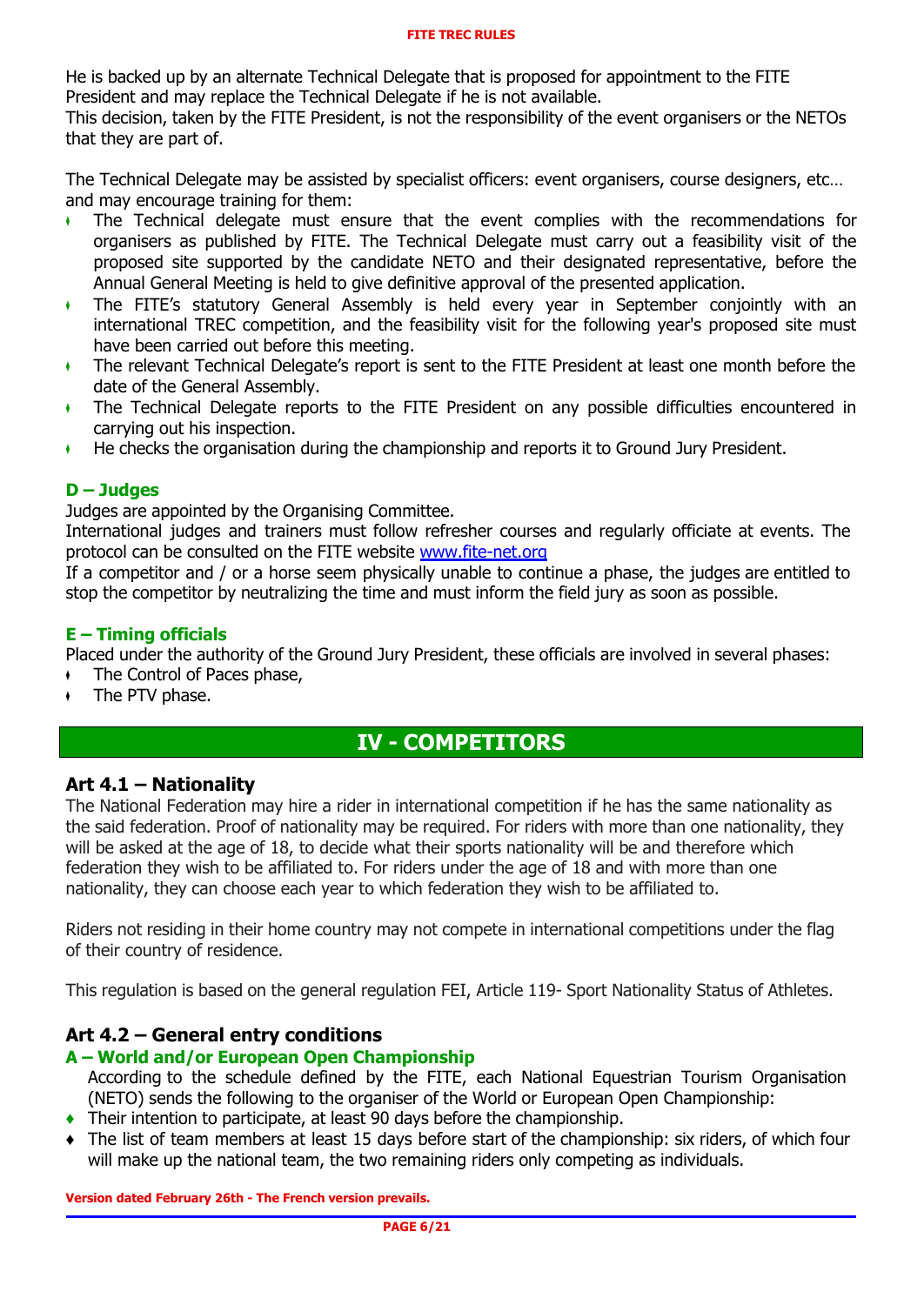He is backed up by an alternate Technical Delegate that is proposed for appointment to the FITE President and may replace the Technical Delegate if he is not available.
This decision, taken by the FITE President, is not the responsibility of the event organisers or the NETOs that they are part of.

The Technical Delegate may be assisted by specialist officers: event organisers, course designers, etc… and may encourage training for them:

- The Technical delegate must ensure that the event complies with the recommendations for organisers as published by FITE. The Technical Delegate must carry out a feasibility visit of the proposed site supported by the candidate NETO and their designated representative, before the Annual General Meeting is held to give definitive approval of the presented application.
- The FITE's statutory General Assembly is held every year in September conjointly with an international TREC competition, and the feasibility visit for the following year's proposed site must have been carried out before this meeting.
- The relevant Technical Delegate's report is sent to the FITE President at least one month before the date of the General Assembly.
- The Technical Delegate reports to the FITE President on any possible difficulties encountered in carrying out his inspection.
- He checks the organisation during the championship and reports it to Ground Jury President.

### D – Judges

Judges are appointed by the Organising Committee.
International judges and trainers must follow refresher courses and regularly officiate at events. The protocol can be consulted on the FITE website [www.fite-net.org](http://www.fite-net.org)
If a competitor and / or a horse seem physically unable to continue a phase, the judges are entitled to stop the competitor by neutralizing the time and must inform the field jury as soon as possible.

### E – Timing officials

Placed under the authority of the Ground Jury President, these officials are involved in several phases:

- The Control of Paces phase,
- The PTV phase.

# IV - COMPETITORS

## Art 4.1 – Nationality

The National Federation may hire a rider in international competition if he has the same nationality as the said federation. Proof of nationality may be required. For riders with more than one nationality, they will be asked at the age of 18, to decide what their sports nationality will be and therefore which federation they wish to be affiliated to. For riders under the age of 18 and with more than one nationality, they can choose each year to which federation they wish to be affiliated to.

Riders not residing in their home country may not compete in international competitions under the flag of their country of residence.

This regulation is based on the general regulation FEI, Article 119- Sport Nationality Status of Athletes.

## Art 4.2 – General entry conditions

### A – World and/or European Open Championship

According to the schedule defined by the FITE, each National Equestrian Tourism Organisation (NETO) sends the following to the organiser of the World or European Open Championship:

- Their intention to participate, at least 90 days before the championship.
- The list of team members at least 15 days before start of the championship: six riders, of which four will make up the national team, the two remaining riders only competing as individuals.

Version dated February 26th - The French version prevails.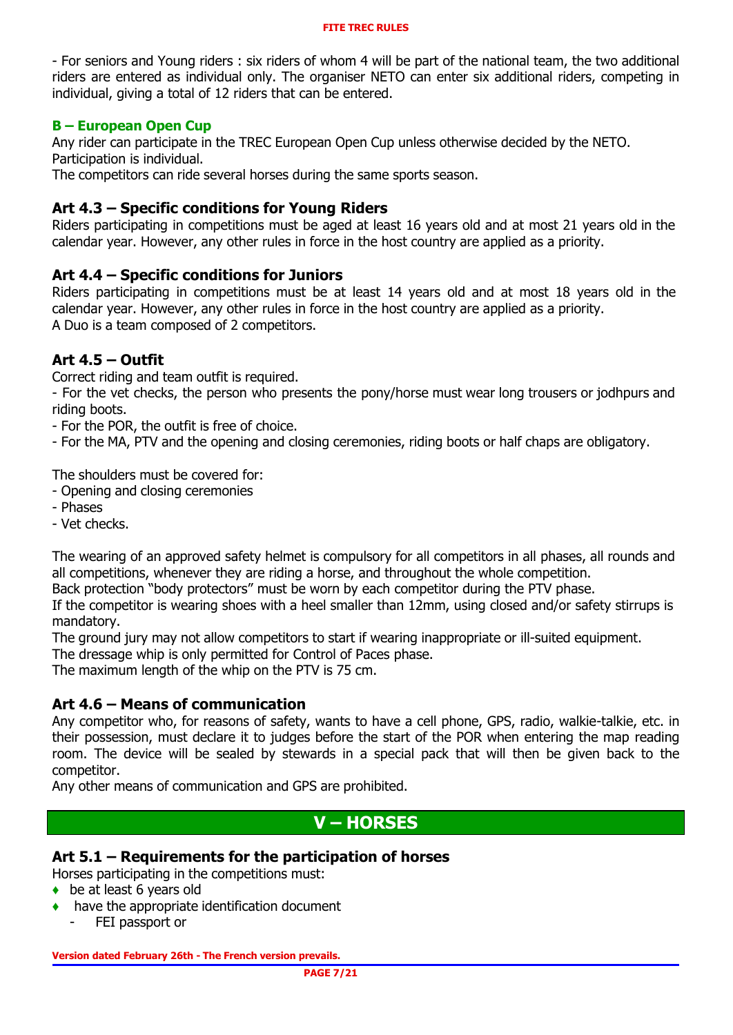- For seniors and Young riders : six riders of whom 4 will be part of the national team, the two additional riders are entered as individual only. The organiser NETO can enter six additional riders, competing in individual, giving a total of 12 riders that can be entered.

### B – European Open Cup

Any rider can participate in the TREC European Open Cup unless otherwise decided by the NETO.
Participation is individual.
The competitors can ride several horses during the same sports season.

### Art 4.3 – Specific conditions for Young Riders

Riders participating in competitions must be aged at least 16 years old and at most 21 years old in the calendar year. However, any other rules in force in the host country are applied as a priority.

### Art 4.4 – Specific conditions for Juniors

Riders participating in competitions must be at least 14 years old and at most 18 years old in the calendar year. However, any other rules in force in the host country are applied as a priority.
A Duo is a team composed of 2 competitors.

### Art 4.5 – Outfit

Correct riding and team outfit is required.
- For the vet checks, the person who presents the pony/horse must wear long trousers or jodhpurs and riding boots.
- For the POR, the outfit is free of choice.
- For the MA, PTV and the opening and closing ceremonies, riding boots or half chaps are obligatory.

The shoulders must be covered for:
- Opening and closing ceremonies
- Phases
- Vet checks.

The wearing of an approved safety helmet is compulsory for all competitors in all phases, all rounds and all competitions, whenever they are riding a horse, and throughout the whole competition.
Back protection "body protectors" must be worn by each competitor during the PTV phase.
If the competitor is wearing shoes with a heel smaller than 12mm, using closed and/or safety stirrups is mandatory.
The ground jury may not allow competitors to start if wearing inappropriate or ill-suited equipment.
The dressage whip is only permitted for Control of Paces phase.
The maximum length of the whip on the PTV is 75 cm.

### Art 4.6 – Means of communication

Any competitor who, for reasons of safety, wants to have a cell phone, GPS, radio, walkie-talkie, etc. in their possession, must declare it to judges before the start of the POR when entering the map reading room. The device will be sealed by stewards in a special pack that will then be given back to the competitor.
Any other means of communication and GPS are prohibited.

## V – HORSES

### Art 5.1 – Requirements for the participation of horses

Horses participating in the competitions must:
- be at least 6 years old
- have the appropriate identification document
  - FEI passport or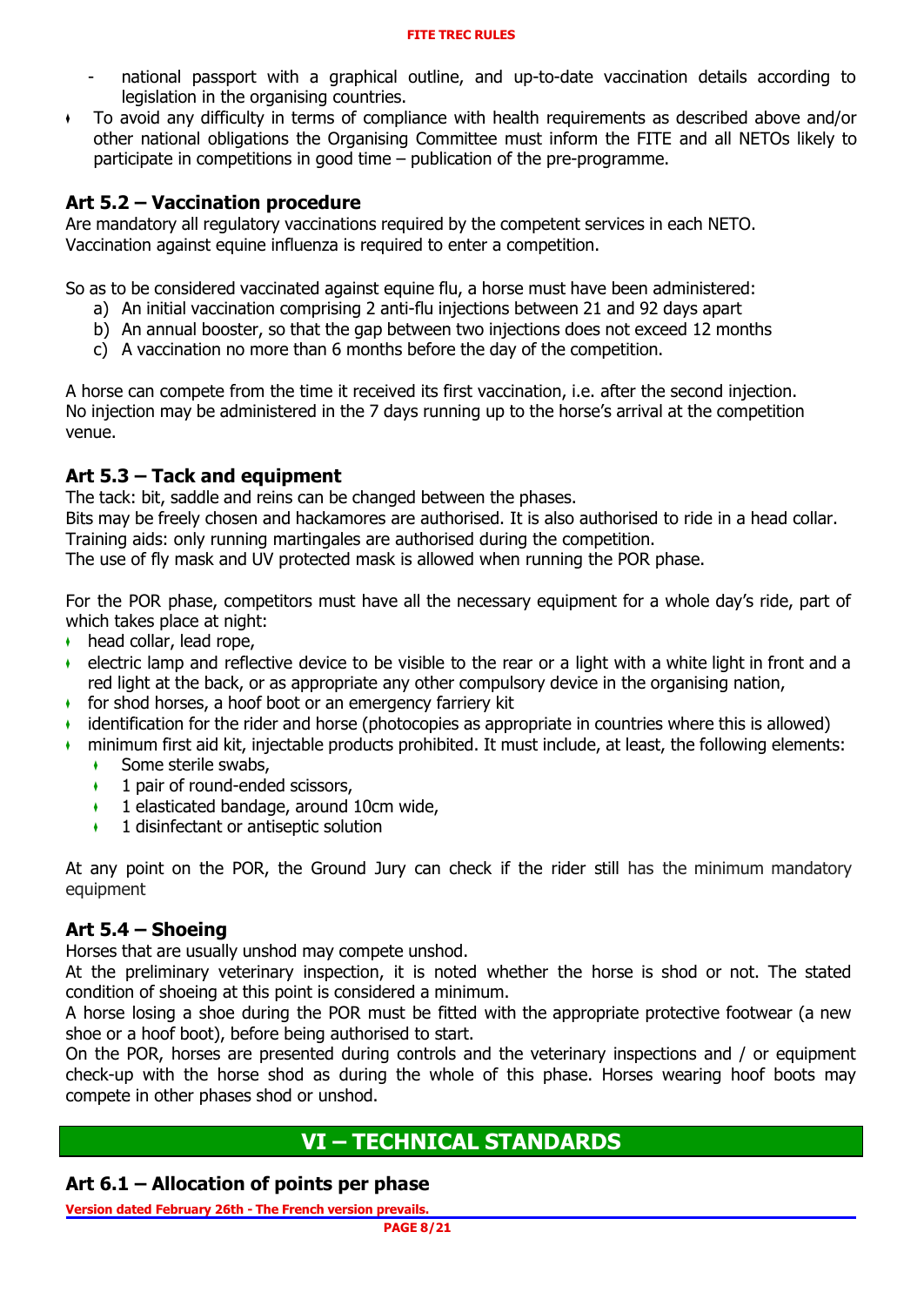- national passport with a graphical outline, and up-to-date vaccination details according to legislation in the organising countries.

- To avoid any difficulty in terms of compliance with health requirements as described above and/or other national obligations the Organising Committee must inform the FITE and all NETOs likely to participate in competitions in good time – publication of the pre-programme.

### Art 5.2 – Vaccination procedure

Are mandatory all regulatory vaccinations required by the competent services in each NETO.
Vaccination against equine influenza is required to enter a competition.

So as to be considered vaccinated against equine flu, a horse must have been administered:

a) An initial vaccination comprising 2 anti-flu injections between 21 and 92 days apart
b) An annual booster, so that the gap between two injections does not exceed 12 months
c) A vaccination no more than 6 months before the day of the competition.

A horse can compete from the time it received its first vaccination, i.e. after the second injection.
No injection may be administered in the 7 days running up to the horse's arrival at the competition venue.

### Art 5.3 – Tack and equipment

The tack: bit, saddle and reins can be changed between the phases.
Bits may be freely chosen and hackamores are authorised. It is also authorised to ride in a head collar.
Training aids: only running martingales are authorised during the competition.
The use of fly mask and UV protected mask is allowed when running the POR phase.

For the POR phase, competitors must have all the necessary equipment for a whole day's ride, part of which takes place at night:

- head collar, lead rope,
- electric lamp and reflective device to be visible to the rear or a light with a white light in front and a red light at the back, or as appropriate any other compulsory device in the organising nation,
- for shod horses, a hoof boot or an emergency farriery kit
- identification for the rider and horse (photocopies as appropriate in countries where this is allowed)
- minimum first aid kit, injectable products prohibited. It must include, at least, the following elements:
  - Some sterile swabs,
  - 1 pair of round-ended scissors,
  - 1 elasticated bandage, around 10cm wide,
  - 1 disinfectant or antiseptic solution

At any point on the POR, the Ground Jury can check if the rider still has the minimum mandatory equipment

### Art 5.4 – Shoeing

Horses that are usually unshod may compete unshod.
At the preliminary veterinary inspection, it is noted whether the horse is shod or not. The stated condition of shoeing at this point is considered a minimum.
A horse losing a shoe during the POR must be fitted with the appropriate protective footwear (a new shoe or a hoof boot), before being authorised to start.
On the POR, horses are presented during controls and the veterinary inspections and / or equipment check-up with the horse shod as during the whole of this phase. Horses wearing hoof boots may compete in other phases shod or unshod.

## VI – TECHNICAL STANDARDS

### Art 6.1 – Allocation of points per phase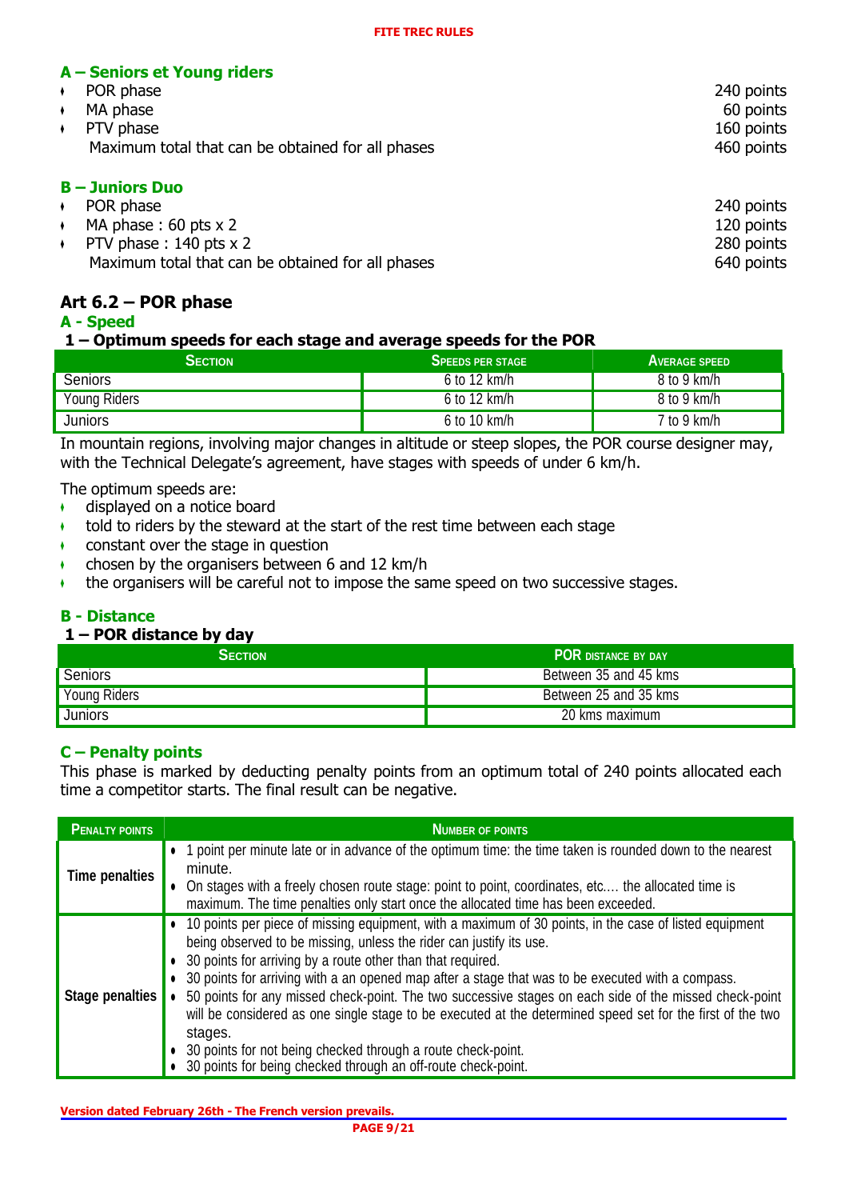### A – Seniors et Young riders

| | |
|---|---|
| • POR phase | 240 points |
| • MA phase | 60 points |
| • PTV phase | 160 points |
| Maximum total that can be obtained for all phases | 460 points |

### B – Juniors Duo

| | |
|---|---|
| • POR phase | 240 points |
| • MA phase : 60 pts x 2 | 120 points |
| • PTV phase : 140 pts x 2 | 280 points |
| Maximum total that can be obtained for all phases | 640 points |

## Art 6.2 – POR phase

### A - Speed

#### 1 – Optimum speeds for each stage and average speeds for the POR

| Section | Speeds per stage | Average speed |
|---|---|---|
| Seniors | 6 to 12 km/h | 8 to 9 km/h |
| Young Riders | 6 to 12 km/h | 8 to 9 km/h |
| Juniors | 6 to 10 km/h | 7 to 9 km/h |

In mountain regions, involving major changes in altitude or steep slopes, the POR course designer may, with the Technical Delegate's agreement, have stages with speeds of under 6 km/h.

The optimum speeds are:

- displayed on a notice board
- told to riders by the steward at the start of the rest time between each stage
- constant over the stage in question
- chosen by the organisers between 6 and 12 km/h
- the organisers will be careful not to impose the same speed on two successive stages.

### B - Distance

#### 1 – POR distance by day

| Section | POR distance by day |
|---|---|
| Seniors | Between 35 and 45 kms |
| Young Riders | Between 25 and 35 kms |
| Juniors | 20 kms maximum |

### C – Penalty points

This phase is marked by deducting penalty points from an optimum total of 240 points allocated each time a competitor starts. The final result can be negative.

| Penalty points | Number of points |
|---|---|
| **Time penalties** | • 1 point per minute late or in advance of the optimum time: the time taken is rounded down to the nearest minute.<br>• On stages with a freely chosen route stage: point to point, coordinates, etc.… the allocated time is maximum. The time penalties only start once the allocated time has been exceeded. |
| **Stage penalties** | • 10 points per piece of missing equipment, with a maximum of 30 points, in the case of listed equipment being observed to be missing, unless the rider can justify its use.<br>• 30 points for arriving by a route other than that required.<br>• 30 points for arriving with a an opened map after a stage that was to be executed with a compass.<br>• 50 points for any missed check-point. The two successive stages on each side of the missed check-point will be considered as one single stage to be executed at the determined speed set for the first of the two stages.<br>• 30 points for not being checked through a route check-point.<br>• 30 points for being checked through an off-route check-point. |

Version dated February 26th - The French version prevails.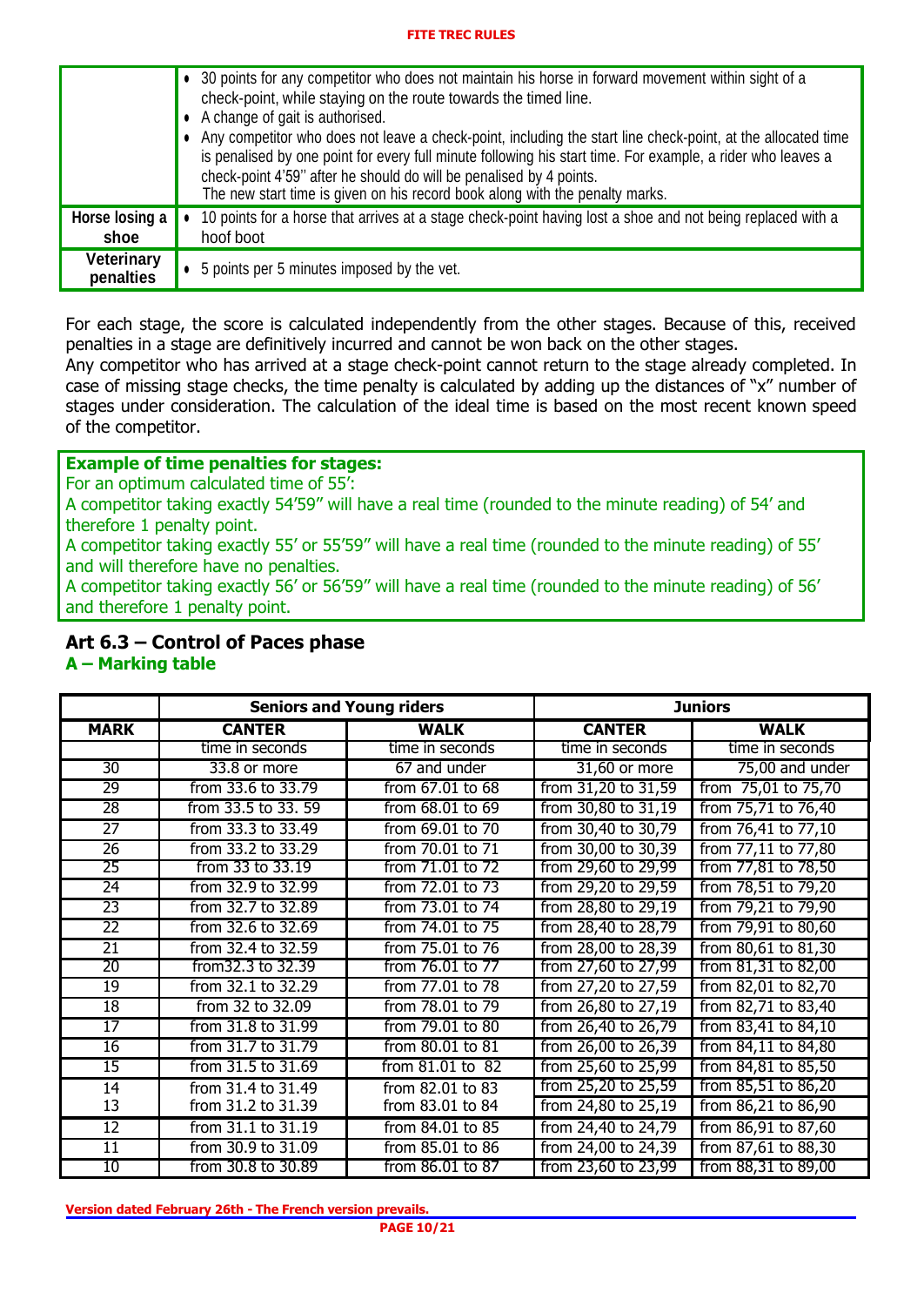| | |
|---|---|
| | • 30 points for any competitor who does not maintain his horse in forward movement within sight of a check-point, while staying on the route towards the timed line. • A change of gait is authorised. • Any competitor who does not leave a check-point, including the start line check-point, at the allocated time is penalised by one point for every full minute following his start time. For example, a rider who leaves a check-point 4'59'' after he should do will be penalised by 4 points. The new start time is given on his record book along with the penalty marks. |
| **Horse losing a shoe** | • 10 points for a horse that arrives at a stage check-point having lost a shoe and not being replaced with a hoof boot |
| **Veterinary penalties** | • 5 points per 5 minutes imposed by the vet. |

For each stage, the score is calculated independently from the other stages. Because of this, received penalties in a stage are definitively incurred and cannot be won back on the other stages.
Any competitor who has arrived at a stage check-point cannot return to the stage already completed. In case of missing stage checks, the time penalty is calculated by adding up the distances of "x" number of stages under consideration. The calculation of the ideal time is based on the most recent known speed of the competitor.

**Example of time penalties for stages:**
For an optimum calculated time of 55':
A competitor taking exactly 54'59" will have a real time (rounded to the minute reading) of 54' and therefore 1 penalty point.
A competitor taking exactly 55' or 55'59" will have a real time (rounded to the minute reading) of 55' and will therefore have no penalties.
A competitor taking exactly 56' or 56'59" will have a real time (rounded to the minute reading) of 56' and therefore 1 penalty point.

## Art 6.3 – Control of Paces phase

### A – Marking table

| | Seniors and Young riders | | Juniors | |
|---|---|---|---|---|
| **MARK** | **CANTER** | **WALK** | **CANTER** | **WALK** |
| | time in seconds | time in seconds | time in seconds | time in seconds |
| 30 | 33.8 or more | 67 and under | 31,60 or more | 75,00 and under |
| 29 | from 33.6 to 33.79 | from 67.01 to 68 | from 31,20 to 31,59 | from 75,01 to 75,70 |
| 28 | from 33.5 to 33. 59 | from 68.01 to 69 | from 30,80 to 31,19 | from 75,71 to 76,40 |
| 27 | from 33.3 to 33.49 | from 69.01 to 70 | from 30,40 to 30,79 | from 76,41 to 77,10 |
| 26 | from 33.2 to 33.29 | from 70.01 to 71 | from 30,00 to 30,39 | from 77,11 to 77,80 |
| 25 | from 33 to 33.19 | from 71.01 to 72 | from 29,60 to 29,99 | from 77,81 to 78,50 |
| 24 | from 32.9 to 32.99 | from 72.01 to 73 | from 29,20 to 29,59 | from 78,51 to 79,20 |
| 23 | from 32.7 to 32.89 | from 73.01 to 74 | from 28,80 to 29,19 | from 79,21 to 79,90 |
| 22 | from 32.6 to 32.69 | from 74.01 to 75 | from 28,40 to 28,79 | from 79,91 to 80,60 |
| 21 | from 32.4 to 32.59 | from 75.01 to 76 | from 28,00 to 28,39 | from 80,61 to 81,30 |
| 20 | from32.3 to 32.39 | from 76.01 to 77 | from 27,60 to 27,99 | from 81,31 to 82,00 |
| 19 | from 32.1 to 32.29 | from 77.01 to 78 | from 27,20 to 27,59 | from 82,01 to 82,70 |
| 18 | from 32 to 32.09 | from 78.01 to 79 | from 26,80 to 27,19 | from 82,71 to 83,40 |
| 17 | from 31.8 to 31.99 | from 79.01 to 80 | from 26,40 to 26,79 | from 83,41 to 84,10 |
| 16 | from 31.7 to 31.79 | from 80.01 to 81 | from 26,00 to 26,39 | from 84,11 to 84,80 |
| 15 | from 31.5 to 31.69 | from 81.01 to 82 | from 25,60 to 25,99 | from 84,81 to 85,50 |
| 14 | from 31.4 to 31.49 | from 82.01 to 83 | from 25,20 to 25,59 | from 85,51 to 86,20 |
| 13 | from 31.2 to 31.39 | from 83.01 to 84 | from 24,80 to 25,19 | from 86,21 to 86,90 |
| 12 | from 31.1 to 31.19 | from 84.01 to 85 | from 24,40 to 24,79 | from 86,91 to 87,60 |
| 11 | from 30.9 to 31.09 | from 85.01 to 86 | from 24,00 to 24,39 | from 87,61 to 88,30 |
| 10 | from 30.8 to 30.89 | from 86.01 to 87 | from 23,60 to 23,99 | from 88,31 to 89,00 |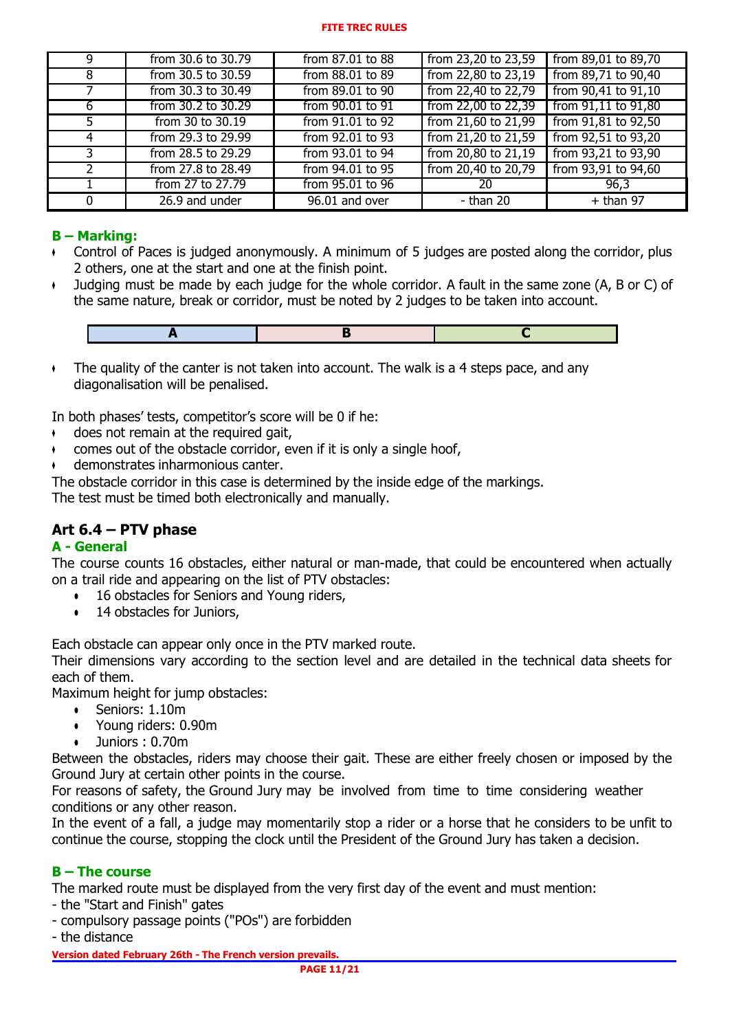| | | | | |
|---|---|---|---|---|
| 9 | from 30.6 to 30.79 | from 87.01 to 88 | from 23,20 to 23,59 | from 89,01 to 89,70 |
| 8 | from 30.5 to 30.59 | from 88.01 to 89 | from 22,80 to 23,19 | from 89,71 to 90,40 |
| 7 | from 30.3 to 30.49 | from 89.01 to 90 | from 22,40 to 22,79 | from 90,41 to 91,10 |
| 6 | from 30.2 to 30.29 | from 90.01 to 91 | from 22,00 to 22,39 | from 91,11 to 91,80 |
| 5 | from 30 to 30.19 | from 91.01 to 92 | from 21,60 to 21,99 | from 91,81 to 92,50 |
| 4 | from 29.3 to 29.99 | from 92.01 to 93 | from 21,20 to 21,59 | from 92,51 to 93,20 |
| 3 | from 28.5 to 29.29 | from 93.01 to 94 | from 20,80 to 21,19 | from 93,21 to 93,90 |
| 2 | from 27.8 to 28.49 | from 94.01 to 95 | from 20,40 to 20,79 | from 93,91 to 94,60 |
| 1 | from 27 to 27.79 | from 95.01 to 96 | 20 | 96,3 |
| 0 | 26.9 and under | 96.01 and over | - than 20 | + than 97 |

### B – Marking:

- Control of Paces is judged anonymously. A minimum of 5 judges are posted along the corridor, plus 2 others, one at the start and one at the finish point.
- Judging must be made by each judge for the whole corridor. A fault in the same zone (A, B or C) of the same nature, break or corridor, must be noted by 2 judges to be taken into account.

| A | B | C |
|---|---|---|

- The quality of the canter is not taken into account. The walk is a 4 steps pace, and any diagonalisation will be penalised.

In both phases' tests, competitor's score will be 0 if he:

- does not remain at the required gait,
- comes out of the obstacle corridor, even if it is only a single hoof,
- demonstrates inharmonious canter.

The obstacle corridor in this case is determined by the inside edge of the markings.
The test must be timed both electronically and manually.

## Art 6.4 – PTV phase

### A - General

The course counts 16 obstacles, either natural or man-made, that could be encountered when actually on a trail ride and appearing on the list of PTV obstacles:

- 16 obstacles for Seniors and Young riders,
- 14 obstacles for Juniors,

Each obstacle can appear only once in the PTV marked route.
Their dimensions vary according to the section level and are detailed in the technical data sheets for each of them.
Maximum height for jump obstacles:

- Seniors: 1.10m
- Young riders: 0.90m
- Juniors : 0.70m

Between the obstacles, riders may choose their gait. These are either freely chosen or imposed by the Ground Jury at certain other points in the course.
For reasons of safety, the Ground Jury may be involved from time to time considering weather conditions or any other reason.
In the event of a fall, a judge may momentarily stop a rider or a horse that he considers to be unfit to continue the course, stopping the clock until the President of the Ground Jury has taken a decision.

### B – The course

The marked route must be displayed from the very first day of the event and must mention:
- the "Start and Finish" gates
- compulsory passage points ("POs") are forbidden
- the distance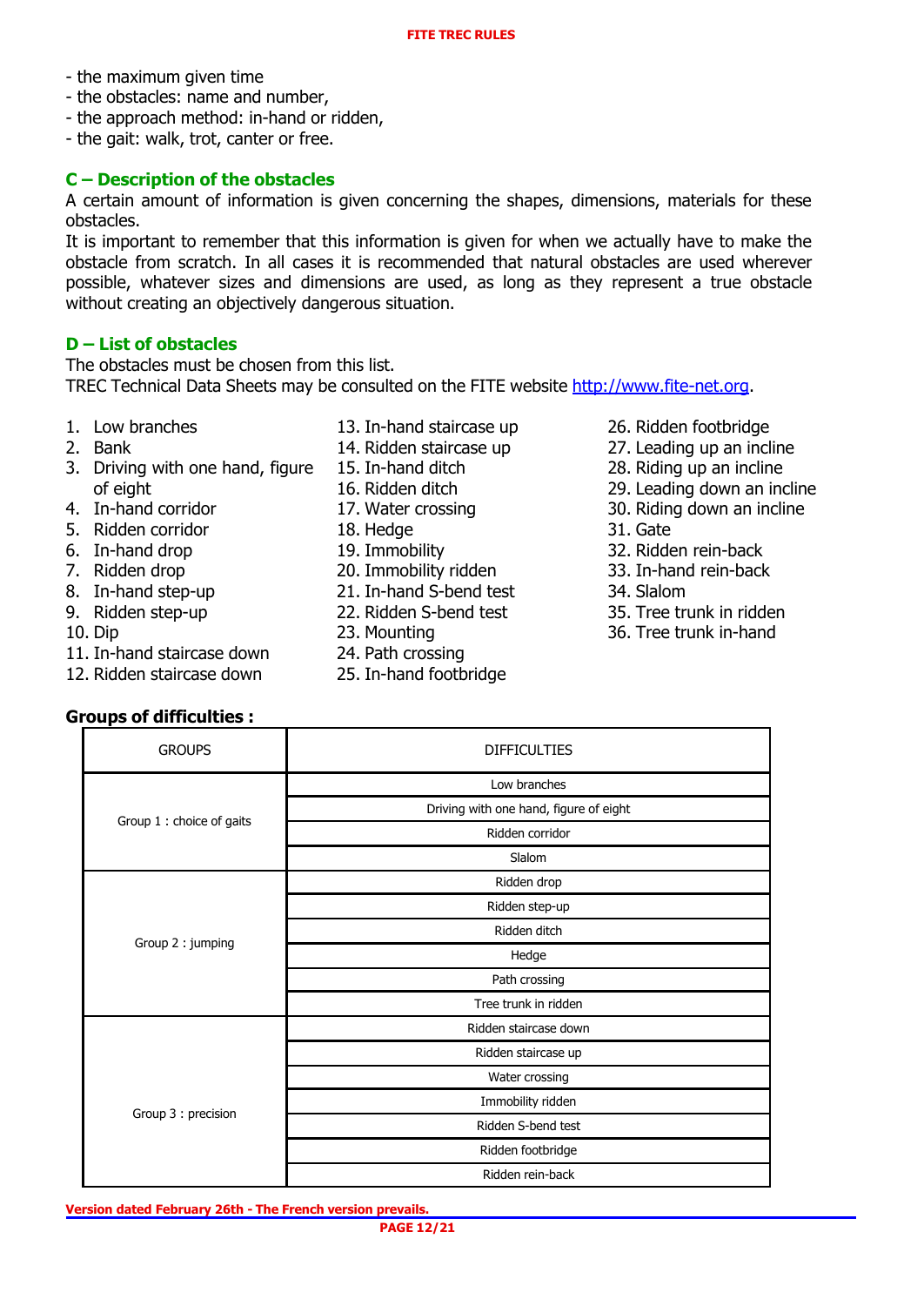- the maximum given time
- the obstacles: name and number,
- the approach method: in-hand or ridden,
- the gait: walk, trot, canter or free.

## C – Description of the obstacles

A certain amount of information is given concerning the shapes, dimensions, materials for these obstacles.

It is important to remember that this information is given for when we actually have to make the obstacle from scratch. In all cases it is recommended that natural obstacles are used wherever possible, whatever sizes and dimensions are used, as long as they represent a true obstacle without creating an objectively dangerous situation.

## D – List of obstacles

The obstacles must be chosen from this list.
TREC Technical Data Sheets may be consulted on the FITE website http://www.fite-net.org.

1. Low branches
2. Bank
3. Driving with one hand, figure of eight
4. In-hand corridor
5. Ridden corridor
6. In-hand drop
7. Ridden drop
8. In-hand step-up
9. Ridden step-up
10. Dip
11. In-hand staircase down
12. Ridden staircase down
13. In-hand staircase up
14. Ridden staircase up
15. In-hand ditch
16. Ridden ditch
17. Water crossing
18. Hedge
19. Immobility
20. Immobility ridden
21. In-hand S-bend test
22. Ridden S-bend test
23. Mounting
24. Path crossing
25. In-hand footbridge
26. Ridden footbridge
27. Leading up an incline
28. Riding up an incline
29. Leading down an incline
30. Riding down an incline
31. Gate
32. Ridden rein-back
33. In-hand rein-back
34. Slalom
35. Tree trunk in ridden
36. Tree trunk in-hand

**Groups of difficulties :**

| GROUPS | DIFFICULTIES |
|---|---|
| Group 1 : choice of gaits | Low branches |
| | Driving with one hand, figure of eight |
| | Ridden corridor |
| | Slalom |
| Group 2 : jumping | Ridden drop |
| | Ridden step-up |
| | Ridden ditch |
| | Hedge |
| | Path crossing |
| | Tree trunk in ridden |
| Group 3 : precision | Ridden staircase down |
| | Ridden staircase up |
| | Water crossing |
| | Immobility ridden |
| | Ridden S-bend test |
| | Ridden footbridge |
| | Ridden rein-back |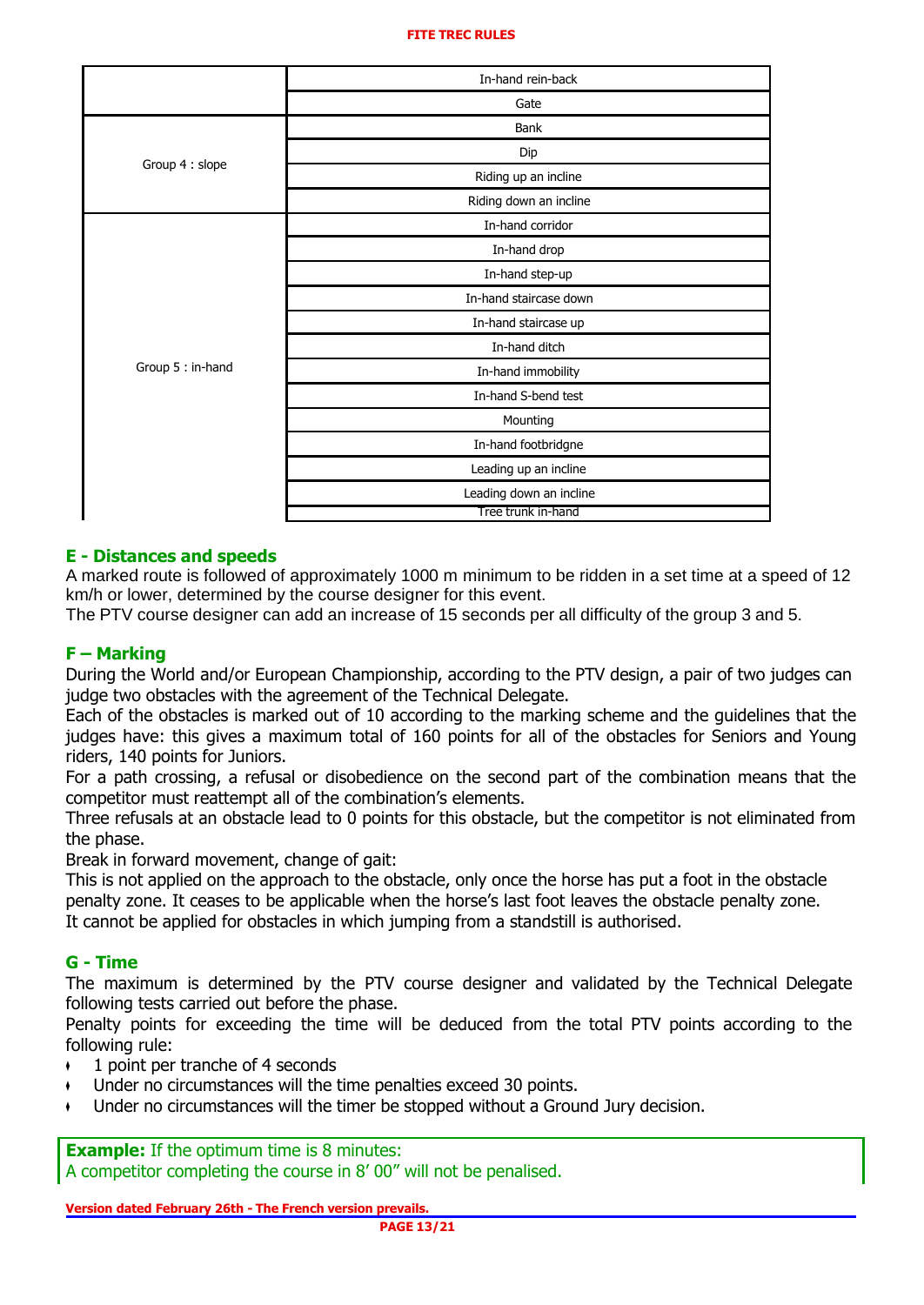| | |
|---|---|
| | In-hand rein-back |
| | Gate |
| Group 4 : slope | Bank |
| | Dip |
| | Riding up an incline |
| | Riding down an incline |
| Group 5 : in-hand | In-hand corridor |
| | In-hand drop |
| | In-hand step-up |
| | In-hand staircase down |
| | In-hand staircase up |
| | In-hand ditch |
| | In-hand immobility |
| | In-hand S-bend test |
| | Mounting |
| | In-hand footbridgne |
| | Leading up an incline |
| | Leading down an incline |
| | Tree trunk in-hand |

## E - Distances and speeds

A marked route is followed of approximately 1000 m minimum to be ridden in a set time at a speed of 12 km/h or lower, determined by the course designer for this event.

The PTV course designer can add an increase of 15 seconds per all difficulty of the group 3 and 5.

## F – Marking

During the World and/or European Championship, according to the PTV design, a pair of two judges can judge two obstacles with the agreement of the Technical Delegate.

Each of the obstacles is marked out of 10 according to the marking scheme and the guidelines that the judges have: this gives a maximum total of 160 points for all of the obstacles for Seniors and Young riders, 140 points for Juniors.

For a path crossing, a refusal or disobedience on the second part of the combination means that the competitor must reattempt all of the combination's elements.

Three refusals at an obstacle lead to 0 points for this obstacle, but the competitor is not eliminated from the phase.

Break in forward movement, change of gait:

This is not applied on the approach to the obstacle, only once the horse has put a foot in the obstacle penalty zone. It ceases to be applicable when the horse's last foot leaves the obstacle penalty zone.

It cannot be applied for obstacles in which jumping from a standstill is authorised.

## G - Time

The maximum is determined by the PTV course designer and validated by the Technical Delegate following tests carried out before the phase.

Penalty points for exceeding the time will be deducted from the total PTV points according to the following rule:

- 1 point per tranche of 4 seconds
- Under no circumstances will the time penalties exceed 30 points.
- Under no circumstances will the timer be stopped without a Ground Jury decision.

**Example:** If the optimum time is 8 minutes:
A competitor completing the course in 8' 00" will not be penalised.

**Version dated February 26th - The French version prevails.**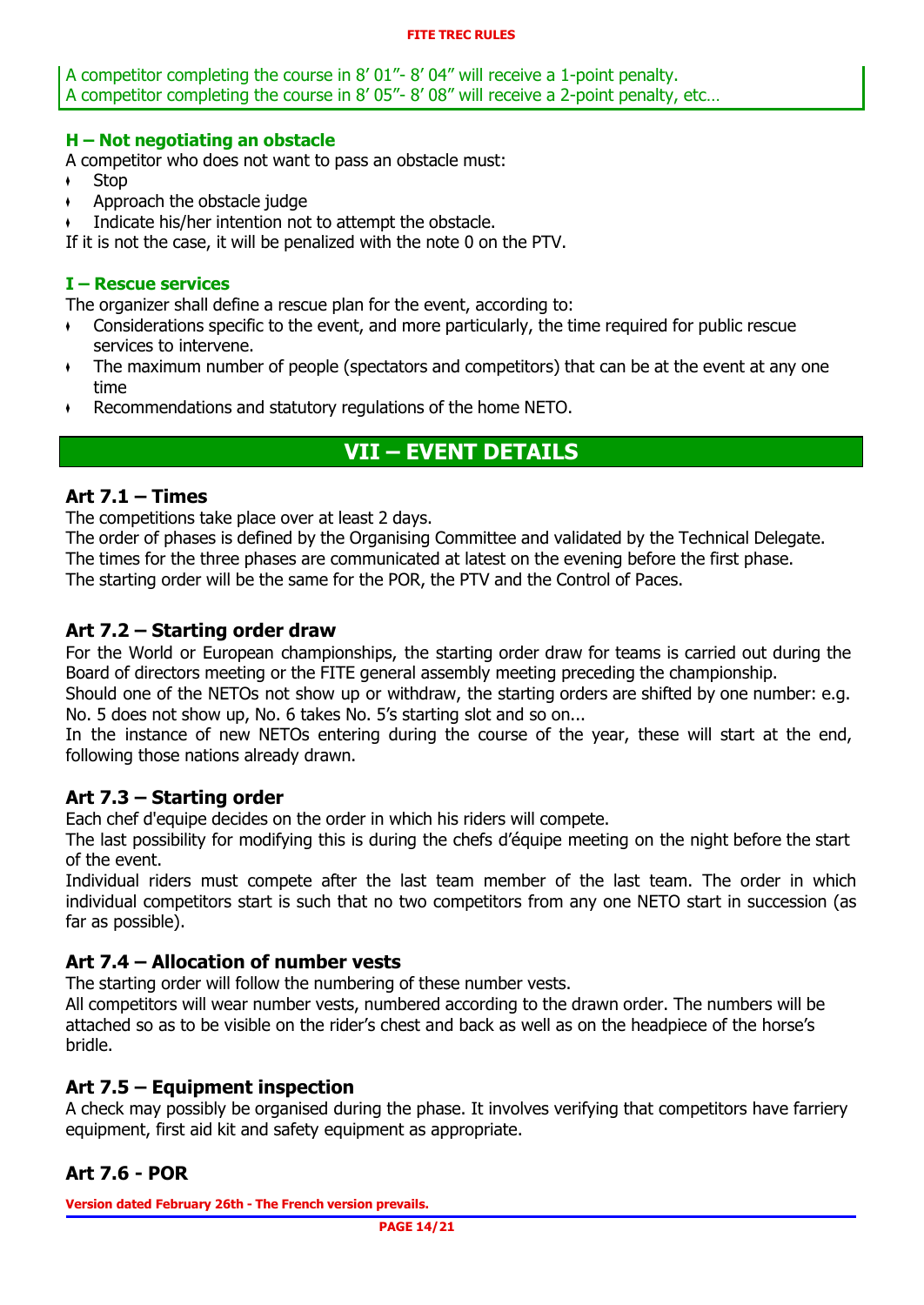A competitor completing the course in 8′ 01″- 8′ 04″ will receive a 1-point penalty.
A competitor completing the course in 8′ 05″- 8′ 08″ will receive a 2-point penalty, etc…

### H – Not negotiating an obstacle

A competitor who does not want to pass an obstacle must:

- Stop
- Approach the obstacle judge
- Indicate his/her intention not to attempt the obstacle.

If it is not the case, it will be penalized with the note 0 on the PTV.

### I – Rescue services

The organizer shall define a rescue plan for the event, according to:

- Considerations specific to the event, and more particularly, the time required for public rescue services to intervene.
- The maximum number of people (spectators and competitors) that can be at the event at any one time
- Recommendations and statutory regulations of the home NETO.

## VII – EVENT DETAILS

### Art 7.1 – Times

The competitions take place over at least 2 days.
The order of phases is defined by the Organising Committee and validated by the Technical Delegate.
The times for the three phases are communicated at latest on the evening before the first phase.
The starting order will be the same for the POR, the PTV and the Control of Paces.

### Art 7.2 – Starting order draw

For the World or European championships, the starting order draw for teams is carried out during the Board of directors meeting or the FITE general assembly meeting preceding the championship.
Should one of the NETOs not show up or withdraw, the starting orders are shifted by one number: e.g. No. 5 does not show up, No. 6 takes No. 5's starting slot and so on...
In the instance of new NETOs entering during the course of the year, these will start at the end, following those nations already drawn.

### Art 7.3 – Starting order

Each chef d'equipe decides on the order in which his riders will compete.
The last possibility for modifying this is during the chefs d'équipe meeting on the night before the start of the event.
Individual riders must compete after the last team member of the last team. The order in which individual competitors start is such that no two competitors from any one NETO start in succession (as far as possible).

### Art 7.4 – Allocation of number vests

The starting order will follow the numbering of these number vests.
All competitors will wear number vests, numbered according to the drawn order. The numbers will be attached so as to be visible on the rider's chest and back as well as on the headpiece of the horse's bridle.

### Art 7.5 – Equipment inspection

A check may possibly be organised during the phase. It involves verifying that competitors have farriery equipment, first aid kit and safety equipment as appropriate.

### Art 7.6 - POR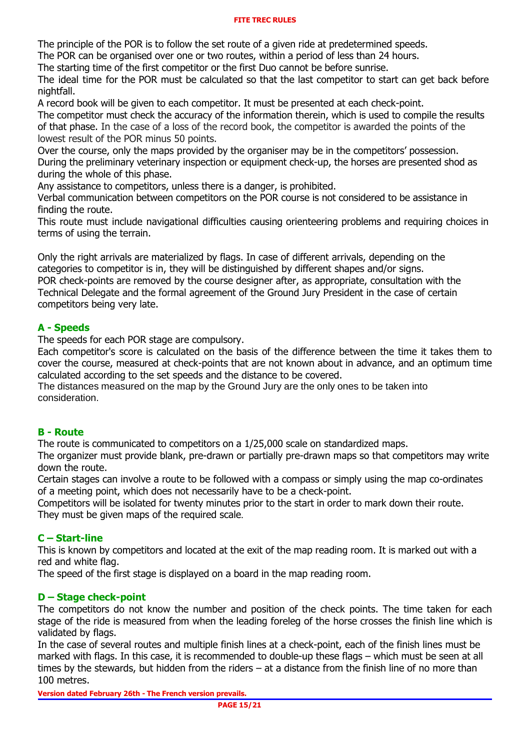The principle of the POR is to follow the set route of a given ride at predetermined speeds.
The POR can be organised over one or two routes, within a period of less than 24 hours.
The starting time of the first competitor or the first Duo cannot be before sunrise.
The ideal time for the POR must be calculated so that the last competitor to start can get back before nightfall.
A record book will be given to each competitor. It must be presented at each check-point.
The competitor must check the accuracy of the information therein, which is used to compile the results of that phase. In the case of a loss of the record book, the competitor is awarded the points of the lowest result of the POR minus 50 points.
Over the course, only the maps provided by the organiser may be in the competitors' possession.
During the preliminary veterinary inspection or equipment check-up, the horses are presented shod as during the whole of this phase.
Any assistance to competitors, unless there is a danger, is prohibited.
Verbal communication between competitors on the POR course is not considered to be assistance in finding the route.
This route must include navigational difficulties causing orienteering problems and requiring choices in terms of using the terrain.

Only the right arrivals are materialized by flags. In case of different arrivals, depending on the categories to competitor is in, they will be distinguished by different shapes and/or signs.
POR check-points are removed by the course designer after, as appropriate, consultation with the Technical Delegate and the formal agreement of the Ground Jury President in the case of certain competitors being very late.

## A - Speeds

The speeds for each POR stage are compulsory.
Each competitor's score is calculated on the basis of the difference between the time it takes them to cover the course, measured at check-points that are not known about in advance, and an optimum time calculated according to the set speeds and the distance to be covered.
The distances measured on the map by the Ground Jury are the only ones to be taken into consideration.

## B - Route

The route is communicated to competitors on a 1/25,000 scale on standardized maps.
The organizer must provide blank, pre-drawn or partially pre-drawn maps so that competitors may write down the route.
Certain stages can involve a route to be followed with a compass or simply using the map co-ordinates of a meeting point, which does not necessarily have to be a check-point.
Competitors will be isolated for twenty minutes prior to the start in order to mark down their route.
They must be given maps of the required scale.

## C – Start-line

This is known by competitors and located at the exit of the map reading room. It is marked out with a red and white flag.
The speed of the first stage is displayed on a board in the map reading room.

## D – Stage check-point

The competitors do not know the number and position of the check points. The time taken for each stage of the ride is measured from when the leading foreleg of the horse crosses the finish line which is validated by flags.
In the case of several routes and multiple finish lines at a check-point, each of the finish lines must be marked with flags. In this case, it is recommended to double-up these flags – which must be seen at all times by the stewards, but hidden from the riders – at a distance from the finish line of no more than 100 metres.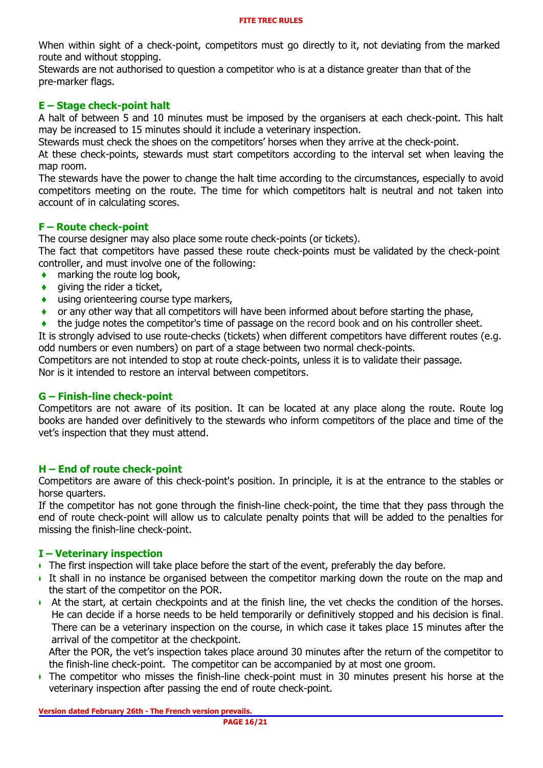When within sight of a check-point, competitors must go directly to it, not deviating from the marked route and without stopping.
Stewards are not authorised to question a competitor who is at a distance greater than that of the pre-marker flags.

### E – Stage check-point halt

A halt of between 5 and 10 minutes must be imposed by the organisers at each check-point. This halt may be increased to 15 minutes should it include a veterinary inspection.
Stewards must check the shoes on the competitors' horses when they arrive at the check-point.
At these check-points, stewards must start competitors according to the interval set when leaving the map room.
The stewards have the power to change the halt time according to the circumstances, especially to avoid competitors meeting on the route. The time for which competitors halt is neutral and not taken into account of in calculating scores.

### F – Route check-point

The course designer may also place some route check-points (or tickets).
The fact that competitors have passed these route check-points must be validated by the check-point controller, and must involve one of the following:

- marking the route log book,
- giving the rider a ticket,
- using orienteering course type markers,
- or any other way that all competitors will have been informed about before starting the phase,
- the judge notes the competitor's time of passage on the record book and on his controller sheet.

It is strongly advised to use route-checks (tickets) when different competitors have different routes (e.g. odd numbers or even numbers) on part of a stage between two normal check-points.
Competitors are not intended to stop at route check-points, unless it is to validate their passage.
Nor is it intended to restore an interval between competitors.

### G – Finish-line check-point

Competitors are not aware of its position. It can be located at any place along the route. Route log books are handed over definitively to the stewards who inform competitors of the place and time of the vet's inspection that they must attend.

### H – End of route check-point

Competitors are aware of this check-point's position. In principle, it is at the entrance to the stables or horse quarters.
If the competitor has not gone through the finish-line check-point, the time that they pass through the end of route check-point will allow us to calculate penalty points that will be added to the penalties for missing the finish-line check-point.

### I – Veterinary inspection

- The first inspection will take place before the start of the event, preferably the day before.
- It shall in no instance be organised between the competitor marking down the route on the map and the start of the competitor on the POR.
- At the start, at certain checkpoints and at the finish line, the vet checks the condition of the horses. He can decide if a horse needs to be held temporarily or definitively stopped and his decision is final. There can be a veterinary inspection on the course, in which case it takes place 15 minutes after the arrival of the competitor at the checkpoint.
  After the POR, the vet's inspection takes place around 30 minutes after the return of the competitor to the finish-line check-point. The competitor can be accompanied by at most one groom.
- The competitor who misses the finish-line check-point must in 30 minutes present his horse at the veterinary inspection after passing the end of route check-point.

Version dated February 26th - The French version prevails.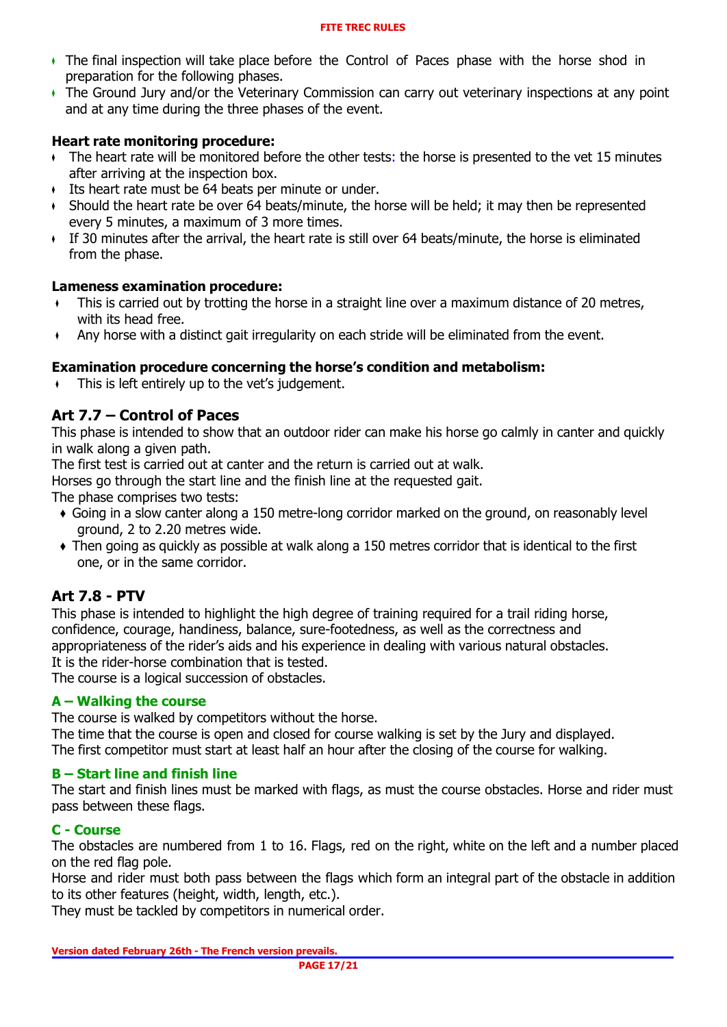- The final inspection will take place before the Control of Paces phase with the horse shod in preparation for the following phases.
- The Ground Jury and/or the Veterinary Commission can carry out veterinary inspections at any point and at any time during the three phases of the event.

**Heart rate monitoring procedure:**

- The heart rate will be monitored before the other tests: the horse is presented to the vet 15 minutes after arriving at the inspection box.
- Its heart rate must be 64 beats per minute or under.
- Should the heart rate be over 64 beats/minute, the horse will be held; it may then be represented every 5 minutes, a maximum of 3 more times.
- If 30 minutes after the arrival, the heart rate is still over 64 beats/minute, the horse is eliminated from the phase.

**Lameness examination procedure:**

- This is carried out by trotting the horse in a straight line over a maximum distance of 20 metres, with its head free.
- Any horse with a distinct gait irregularity on each stride will be eliminated from the event.

**Examination procedure concerning the horse's condition and metabolism:**

- This is left entirely up to the vet's judgement.

## Art 7.7 – Control of Paces

This phase is intended to show that an outdoor rider can make his horse go calmly in canter and quickly in walk along a given path.

The first test is carried out at canter and the return is carried out at walk.

Horses go through the start line and the finish line at the requested gait.

The phase comprises two tests:

- Going in a slow canter along a 150 metre-long corridor marked on the ground, on reasonably level ground, 2 to 2.20 metres wide.
- Then going as quickly as possible at walk along a 150 metres corridor that is identical to the first one, or in the same corridor.

## Art 7.8 - PTV

This phase is intended to highlight the high degree of training required for a trail riding horse, confidence, courage, handiness, balance, sure-footedness, as well as the correctness and appropriateness of the rider's aids and his experience in dealing with various natural obstacles.

It is the rider-horse combination that is tested.

The course is a logical succession of obstacles.

### A – Walking the course

The course is walked by competitors without the horse.

The time that the course is open and closed for course walking is set by the Jury and displayed.

The first competitor must start at least half an hour after the closing of the course for walking.

### B – Start line and finish line

The start and finish lines must be marked with flags, as must the course obstacles. Horse and rider must pass between these flags.

### C - Course

The obstacles are numbered from 1 to 16. Flags, red on the right, white on the left and a number placed on the red flag pole.

Horse and rider must both pass between the flags which form an integral part of the obstacle in addition to its other features (height, width, length, etc.).

They must be tackled by competitors in numerical order.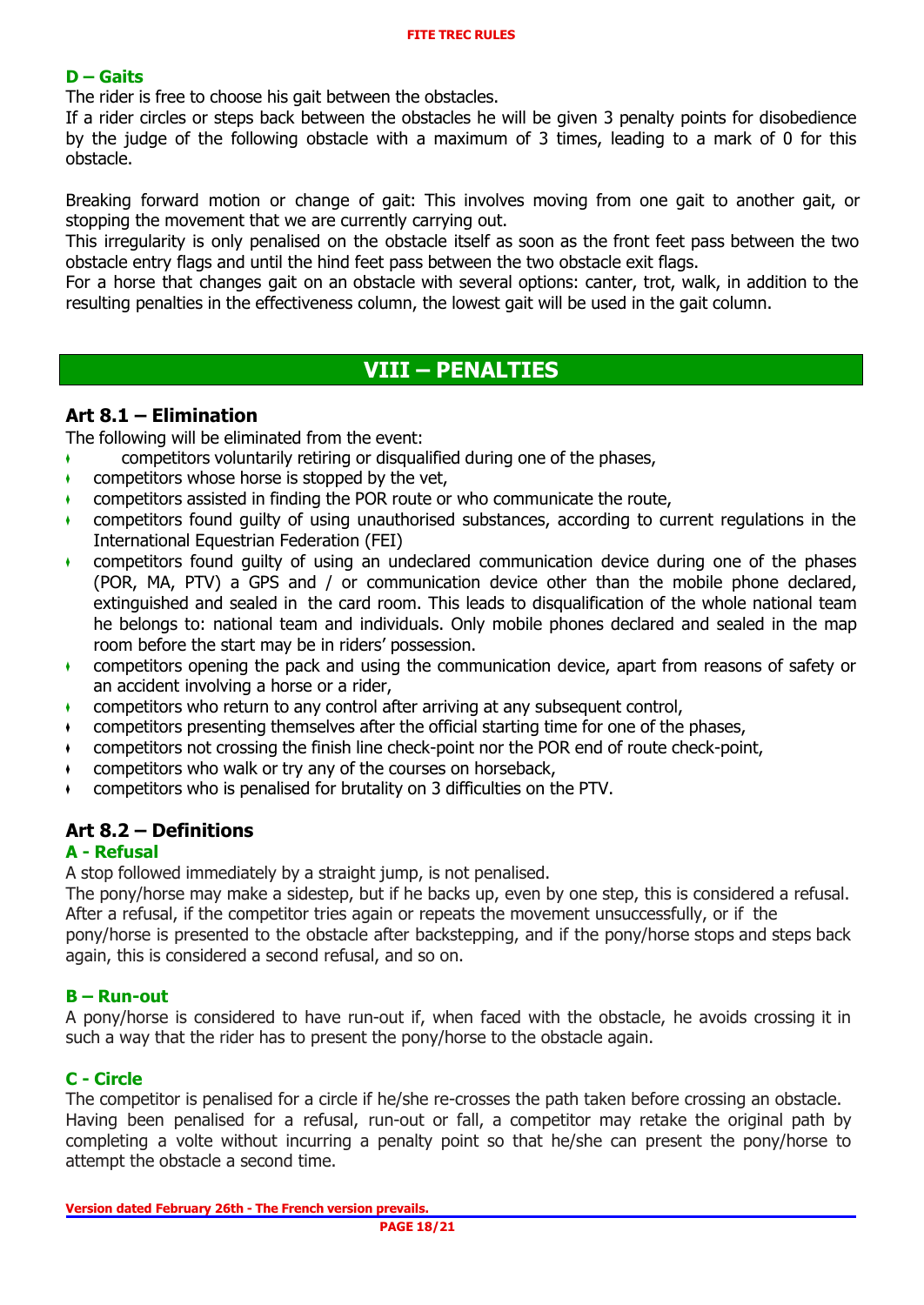### D – Gaits

The rider is free to choose his gait between the obstacles.

If a rider circles or steps back between the obstacles he will be given 3 penalty points for disobedience by the judge of the following obstacle with a maximum of 3 times, leading to a mark of 0 for this obstacle.

Breaking forward motion or change of gait: This involves moving from one gait to another gait, or stopping the movement that we are currently carrying out.

This irregularity is only penalised on the obstacle itself as soon as the front feet pass between the two obstacle entry flags and until the hind feet pass between the two obstacle exit flags.

For a horse that changes gait on an obstacle with several options: canter, trot, walk, in addition to the resulting penalties in the effectiveness column, the lowest gait will be used in the gait column.

# VIII – PENALTIES

## Art 8.1 – Elimination

The following will be eliminated from the event:

- competitors voluntarily retiring or disqualified during one of the phases,
- competitors whose horse is stopped by the vet,
- competitors assisted in finding the POR route or who communicate the route,
- competitors found guilty of using unauthorised substances, according to current regulations in the International Equestrian Federation (FEI)
- competitors found guilty of using an undeclared communication device during one of the phases (POR, MA, PTV) a GPS and / or communication device other than the mobile phone declared, extinguished and sealed in the card room. This leads to disqualification of the whole national team he belongs to: national team and individuals. Only mobile phones declared and sealed in the map room before the start may be in riders' possession.
- competitors opening the pack and using the communication device, apart from reasons of safety or an accident involving a horse or a rider,
- competitors who return to any control after arriving at any subsequent control,
- competitors presenting themselves after the official starting time for one of the phases,
- competitors not crossing the finish line check-point nor the POR end of route check-point,
- competitors who walk or try any of the courses on horseback,
- competitors who is penalised for brutality on 3 difficulties on the PTV.

## Art 8.2 – Definitions

### A - Refusal

A stop followed immediately by a straight jump, is not penalised.

The pony/horse may make a sidestep, but if he backs up, even by one step, this is considered a refusal. After a refusal, if the competitor tries again or repeats the movement unsuccessfully, or if the pony/horse is presented to the obstacle after backstepping, and if the pony/horse stops and steps back again, this is considered a second refusal, and so on.

### B – Run-out

A pony/horse is considered to have run-out if, when faced with the obstacle, he avoids crossing it in such a way that the rider has to present the pony/horse to the obstacle again.

### C - Circle

The competitor is penalised for a circle if he/she re-crosses the path taken before crossing an obstacle. Having been penalised for a refusal, run-out or fall, a competitor may retake the original path by completing a volte without incurring a penalty point so that he/she can present the pony/horse to attempt the obstacle a second time.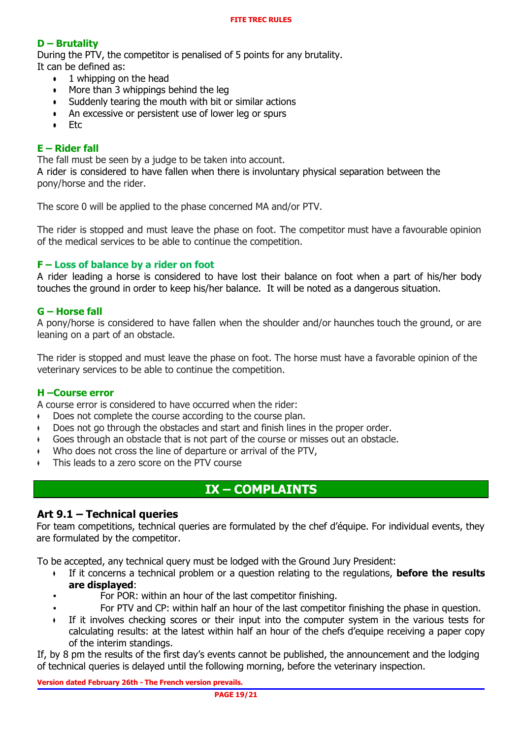### D – Brutality

During the PTV, the competitor is penalised of 5 points for any brutality.
It can be defined as:

- 1 whipping on the head
- More than 3 whippings behind the leg
- Suddenly tearing the mouth with bit or similar actions
- An excessive or persistent use of lower leg or spurs
- Etc

### E – Rider fall

The fall must be seen by a judge to be taken into account.
A rider is considered to have fallen when there is involuntary physical separation between the pony/horse and the rider.

The score 0 will be applied to the phase concerned MA and/or PTV.

The rider is stopped and must leave the phase on foot. The competitor must have a favourable opinion of the medical services to be able to continue the competition.

### F – Loss of balance by a rider on foot

A rider leading a horse is considered to have lost their balance on foot when a part of his/her body touches the ground in order to keep his/her balance. It will be noted as a dangerous situation.

### G – Horse fall

A pony/horse is considered to have fallen when the shoulder and/or haunches touch the ground, or are leaning on a part of an obstacle.

The rider is stopped and must leave the phase on foot. The horse must have a favorable opinion of the veterinary services to be able to continue the competition.

### H –Course error

A course error is considered to have occurred when the rider:

- Does not complete the course according to the course plan.
- Does not go through the obstacles and start and finish lines in the proper order.
- Goes through an obstacle that is not part of the course or misses out an obstacle.
- Who does not cross the line of departure or arrival of the PTV,
- This leads to a zero score on the PTV course

## IX – COMPLAINTS

### Art 9.1 – Technical queries

For team competitions, technical queries are formulated by the chef d'équipe. For individual events, they are formulated by the competitor.

To be accepted, any technical query must be lodged with the Ground Jury President:

- If it concerns a technical problem or a question relating to the regulations, **before the results are displayed**:
  - For POR: within an hour of the last competitor finishing.
  - For PTV and CP: within half an hour of the last competitor finishing the phase in question.
- If it involves checking scores or their input into the computer system in the various tests for calculating results: at the latest within half an hour of the chefs d'equipe receiving a paper copy of the interim standings.

If, by 8 pm the results of the first day's events cannot be published, the announcement and the lodging of technical queries is delayed until the following morning, before the veterinary inspection.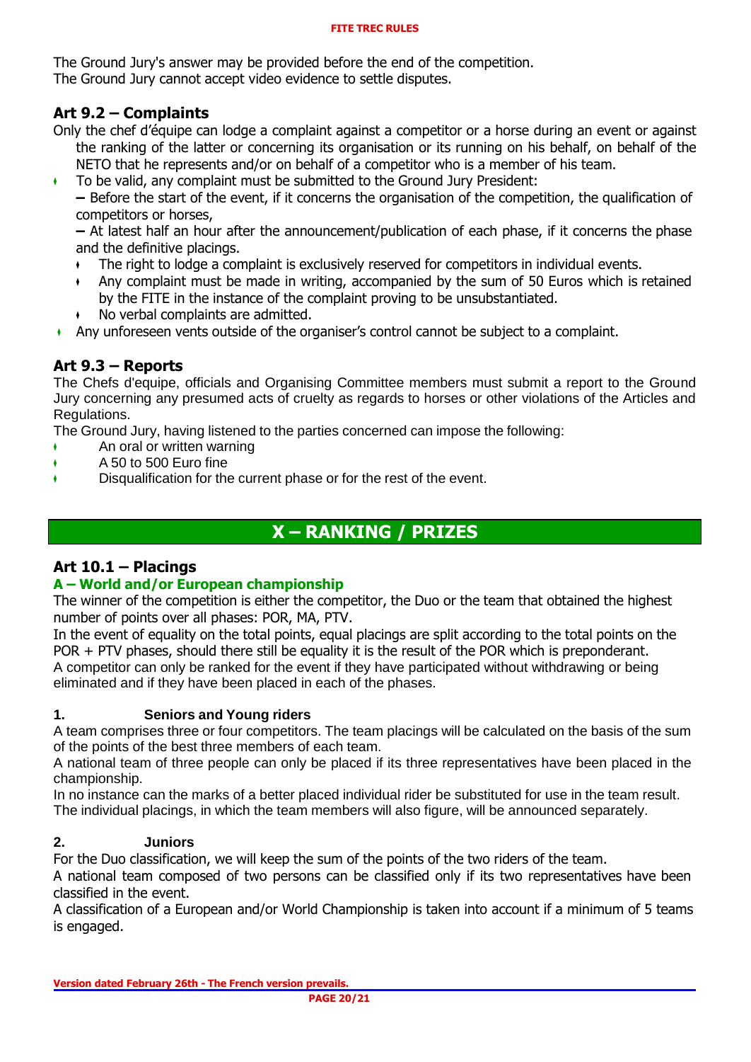The Ground Jury's answer may be provided before the end of the competition.
The Ground Jury cannot accept video evidence to settle disputes.

## Art 9.2 – Complaints

Only the chef d'équipe can lodge a complaint against a competitor or a horse during an event or against the ranking of the latter or concerning its organisation or its running on his behalf, on behalf of the NETO that he represents and/or on behalf of a competitor who is a member of his team.

- To be valid, any complaint must be submitted to the Ground Jury President:
  – Before the start of the event, if it concerns the organisation of the competition, the qualification of competitors or horses,
  – At latest half an hour after the announcement/publication of each phase, if it concerns the phase and the definitive placings.
  - The right to lodge a complaint is exclusively reserved for competitors in individual events.
  - Any complaint must be made in writing, accompanied by the sum of 50 Euros which is retained by the FITE in the instance of the complaint proving to be unsubstantiated.
  - No verbal complaints are admitted.
- Any unforeseen vents outside of the organiser's control cannot be subject to a complaint.

## Art 9.3 – Reports

The Chefs d'equipe, officials and Organising Committee members must submit a report to the Ground Jury concerning any presumed acts of cruelty as regards to horses or other violations of the Articles and Regulations.

The Ground Jury, having listened to the parties concerned can impose the following:

- An oral or written warning
- A 50 to 500 Euro fine
- Disqualification for the current phase or for the rest of the event.

# X – RANKING / PRIZES

## Art 10.1 – Placings

### A – World and/or European championship

The winner of the competition is either the competitor, the Duo or the team that obtained the highest number of points over all phases: POR, MA, PTV.

In the event of equality on the total points, equal placings are split according to the total points on the POR + PTV phases, should there still be equality it is the result of the POR which is preponderant.

A competitor can only be ranked for the event if they have participated without withdrawing or being eliminated and if they have been placed in each of the phases.

#### 1. Seniors and Young riders

A team comprises three or four competitors. The team placings will be calculated on the basis of the sum of the points of the best three members of each team.

A national team of three people can only be placed if its three representatives have been placed in the championship.

In no instance can the marks of a better placed individual rider be substituted for use in the team result.

The individual placings, in which the team members will also figure, will be announced separately.

#### 2. Juniors

For the Duo classification, we will keep the sum of the points of the two riders of the team.

A national team composed of two persons can be classified only if its two representatives have been classified in the event.

A classification of a European and/or World Championship is taken into account if a minimum of 5 teams is engaged.

Version dated February 26th - The French version prevails.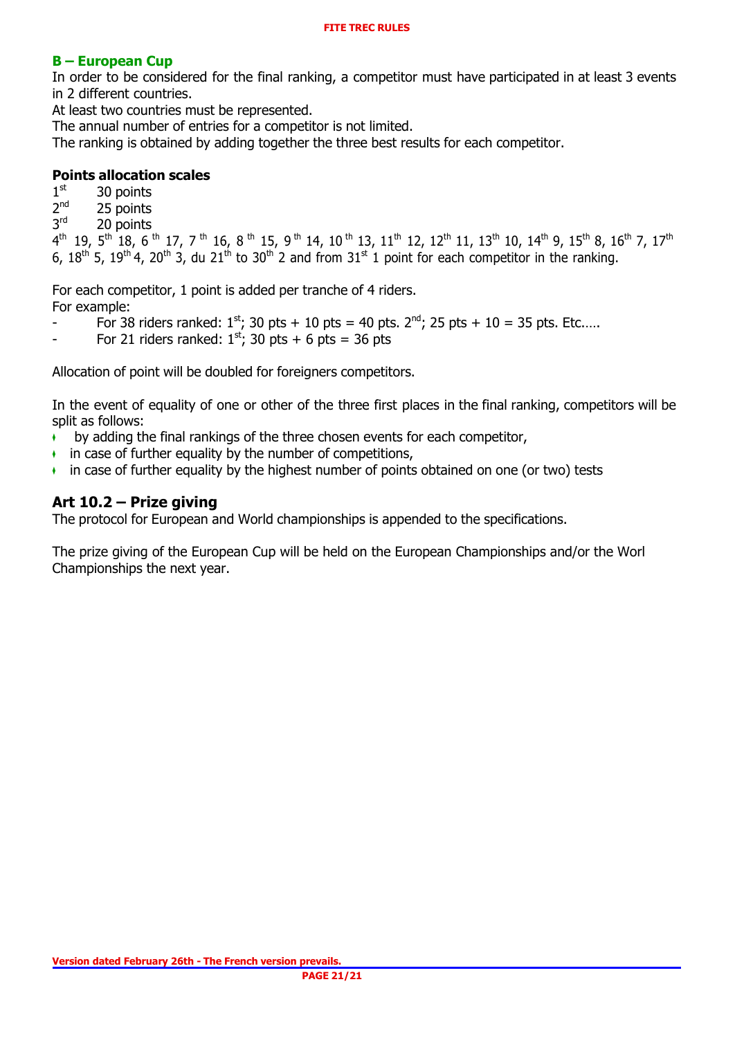### B – European Cup

In order to be considered for the final ranking, a competitor must have participated in at least 3 events in 2 different countries.
At least two countries must be represented.
The annual number of entries for a competitor is not limited.
The ranking is obtained by adding together the three best results for each competitor.

**Points allocation scales**

1st 30 points
2nd 25 points
3rd 20 points
4th 19, 5th 18, 6th 17, 7th 16, 8th 15, 9th 14, 10th 13, 11th 12, 12th 11, 13th 10, 14th 9, 15th 8, 16th 7, 17th 6, 18th 5, 19th 4, 20th 3, du 21th to 30th 2 and from 31st 1 point for each competitor in the ranking.

For each competitor, 1 point is added per tranche of 4 riders.
For example:

- For 38 riders ranked: 1st; 30 pts + 10 pts = 40 pts. 2nd; 25 pts + 10 = 35 pts. Etc.….
- For 21 riders ranked: 1st; 30 pts + 6 pts = 36 pts

Allocation of point will be doubled for foreigners competitors.

In the event of equality of one or other of the three first places in the final ranking, competitors will be split as follows:

- by adding the final rankings of the three chosen events for each competitor,
- in case of further equality by the number of competitions,
- in case of further equality by the highest number of points obtained on one (or two) tests

## Art 10.2 – Prize giving

The protocol for European and World championships is appended to the specifications.

The prize giving of the European Cup will be held on the European Championships and/or the Worl Championships the next year.